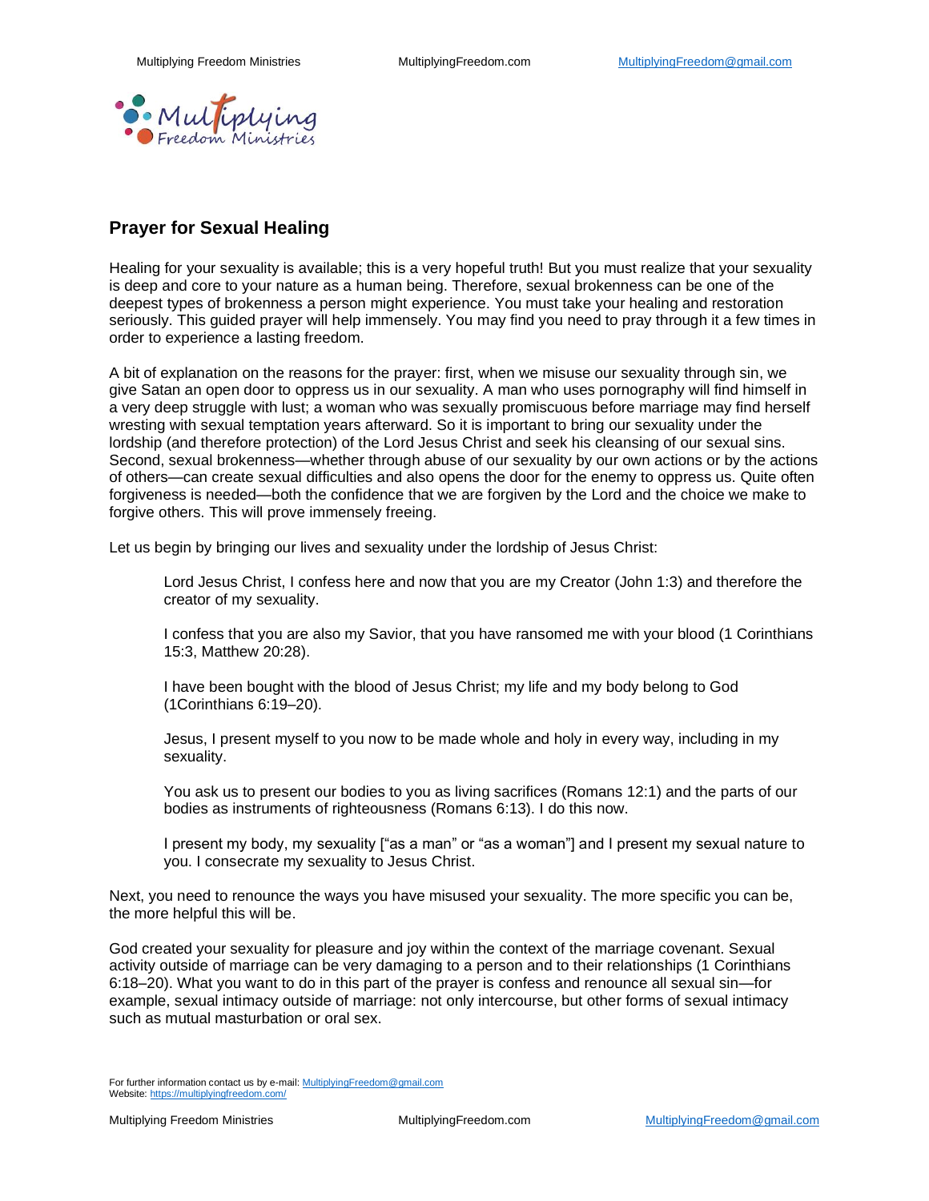## Prayer for Sexual Healing

Healing for your sexuality is available; this is a very hopeful truth! But you must realize that your sexuality is deep and core to your nature as a human being. Therefore, sexual brokenness can be one of the deepest types of brokenness a person might experience. You must take your healing and restoration seriously. This guided prayer will help immensely. You may find you need to pray through it a few times in order to experience a lasting freedom.

A bit of explanation on the reasons for the prayer: first, when we misuse our sexuality through sin, we give Satan an open door to oppress us in our sexuality. A man who uses pornography will find himself in a very deep struggle with lust; a woman who was sexually promiscuous before marriage may find herself wresting with sexual temptation years afterward. So it is important to bring our sexuality under the lordship (and therefore protection) of the Lord Jesus Christ and seek his cleansing of our sexual sins. Second, sexual brokenness—whether through abuse of our sexuality by our own actions or by the actions of others—can create sexual difficulties and also opens the door for the enemy to oppress us. Quite often forgiveness is needed—both the confidence that we are forgiven by the Lord and the choice we make to forgive others. This will prove immensely freeing.

Let us begin by bringing our lives and sexuality under the lordship of Jesus Christ:

> Lord Jesus Christ, I confess here and now that you are my Creator (John 1:3) and therefore the creator of my sexuality.
>
> I confess that you are also my Savior, that you have ransomed me with your blood (1 Corinthians 15:3, Matthew 20:28).
>
> I have been bought with the blood of Jesus Christ; my life and my body belong to God (1Corinthians 6:19–20).
>
> Jesus, I present myself to you now to be made whole and holy in every way, including in my sexuality.
>
> You ask us to present our bodies to you as living sacrifices (Romans 12:1) and the parts of our bodies as instruments of righteousness (Romans 6:13). I do this now.
>
> I present my body, my sexuality ["as a man" or "as a woman"] and I present my sexual nature to you. I consecrate my sexuality to Jesus Christ.

Next, you need to renounce the ways you have misused your sexuality. The more specific you can be, the more helpful this will be.

God created your sexuality for pleasure and joy within the context of the marriage covenant. Sexual activity outside of marriage can be very damaging to a person and to their relationships (1 Corinthians 6:18–20). What you want to do in this part of the prayer is confess and renounce all sexual sin—for example, sexual intimacy outside of marriage: not only intercourse, but other forms of sexual intimacy such as mutual masturbation or oral sex.

For further information contact us by e-mail: MultiplyingFreedom@gmail.com
Website: https://multiplyingfreedom.com/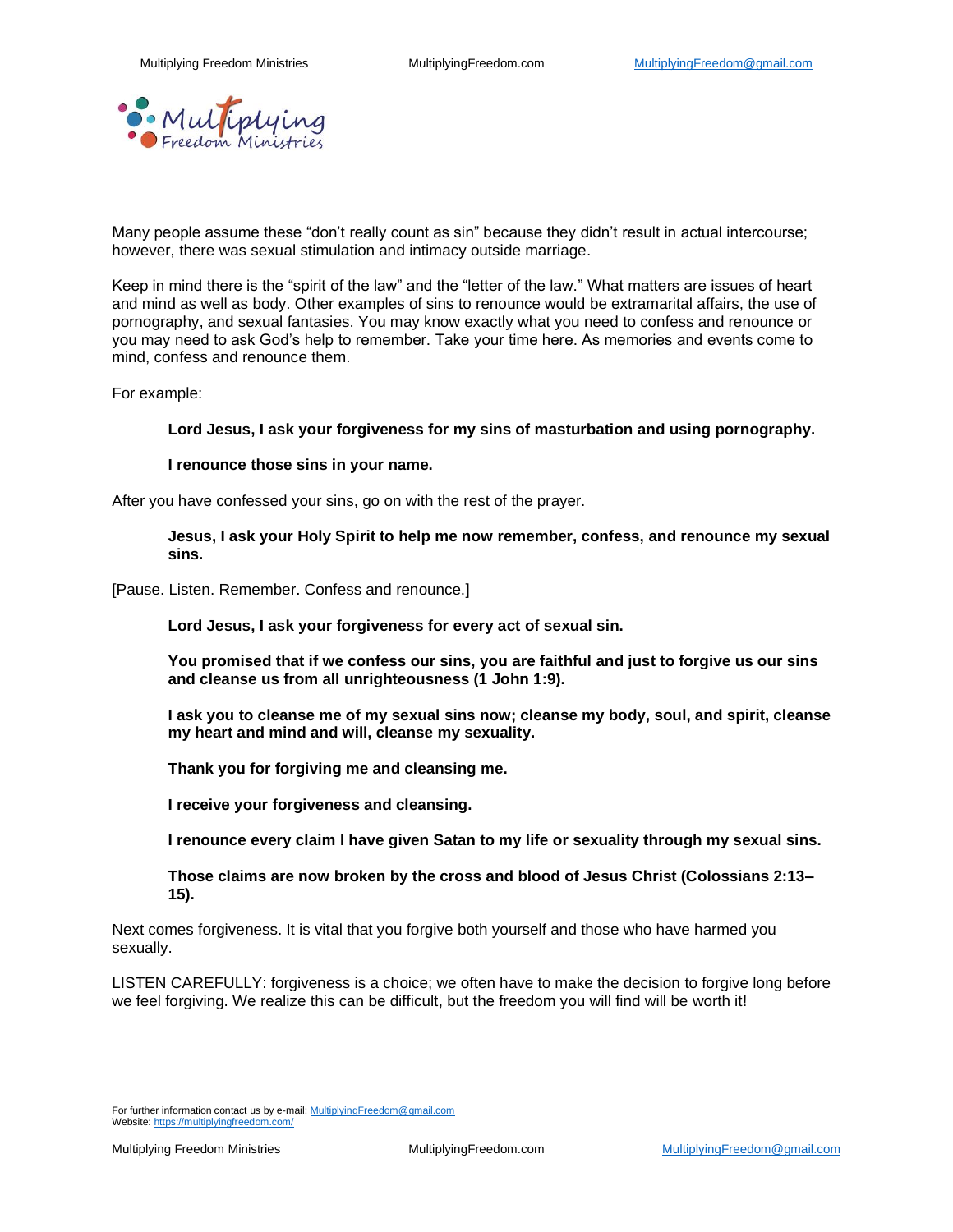Many people assume these "don't really count as sin" because they didn't result in actual intercourse; however, there was sexual stimulation and intimacy outside marriage.

Keep in mind there is the "spirit of the law" and the "letter of the law." What matters are issues of heart and mind as well as body. Other examples of sins to renounce would be extramarital affairs, the use of pornography, and sexual fantasies. You may know exactly what you need to confess and renounce or you may need to ask God's help to remember. Take your time here. As memories and events come to mind, confess and renounce them.

For example:

> **Lord Jesus, I ask your forgiveness for my sins of masturbation and using pornography.**
>
> **I renounce those sins in your name.**

After you have confessed your sins, go on with the rest of the prayer.

> **Jesus, I ask your Holy Spirit to help me now remember, confess, and renounce my sexual sins.**

[Pause. Listen. Remember. Confess and renounce.]

> **Lord Jesus, I ask your forgiveness for every act of sexual sin.**
>
> **You promised that if we confess our sins, you are faithful and just to forgive us our sins and cleanse us from all unrighteousness (1 John 1:9).**
>
> **I ask you to cleanse me of my sexual sins now; cleanse my body, soul, and spirit, cleanse my heart and mind and will, cleanse my sexuality.**
>
> **Thank you for forgiving me and cleansing me.**
>
> **I receive your forgiveness and cleansing.**
>
> **I renounce every claim I have given Satan to my life or sexuality through my sexual sins.**
>
> **Those claims are now broken by the cross and blood of Jesus Christ (Colossians 2:13–15).**

Next comes forgiveness. It is vital that you forgive both yourself and those who have harmed you sexually.

LISTEN CAREFULLY: forgiveness is a choice; we often have to make the decision to forgive long before we feel forgiving. We realize this can be difficult, but the freedom you will find will be worth it!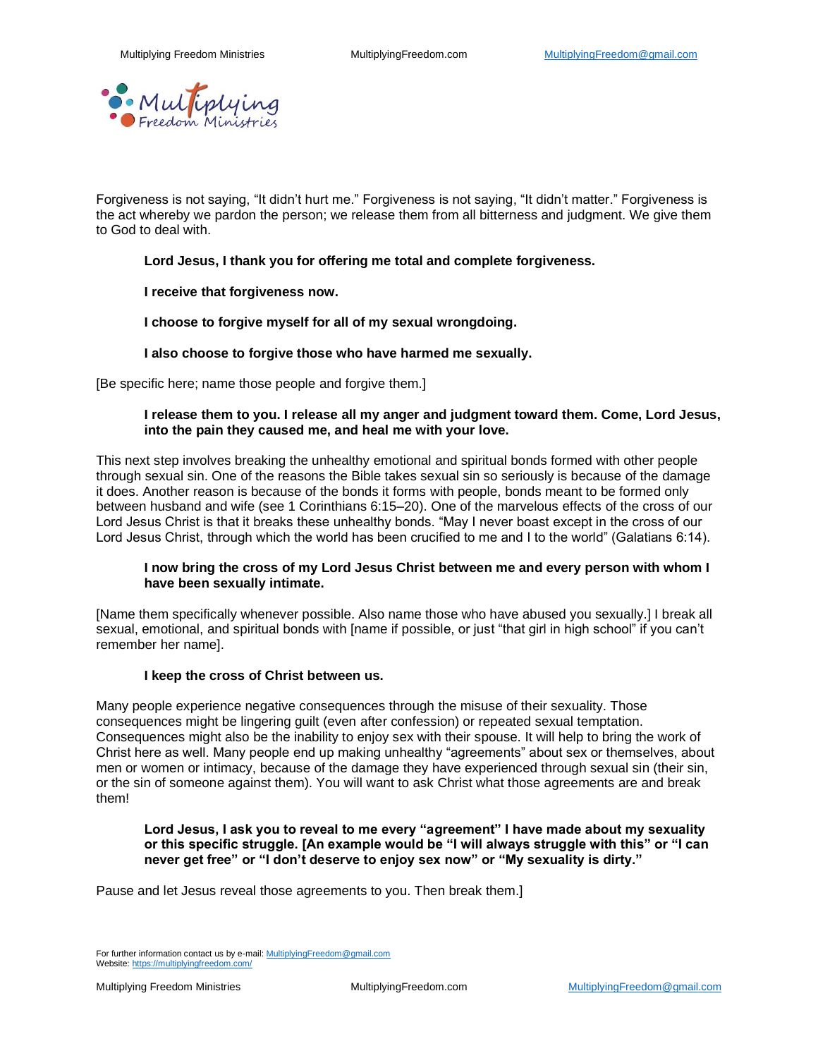Forgiveness is not saying, "It didn't hurt me." Forgiveness is not saying, "It didn't matter." Forgiveness is the act whereby we pardon the person; we release them from all bitterness and judgment. We give them to God to deal with.

> **Lord Jesus, I thank you for offering me total and complete forgiveness.**
>
> **I receive that forgiveness now.**
>
> **I choose to forgive myself for all of my sexual wrongdoing.**
>
> **I also choose to forgive those who have harmed me sexually.**

[Be specific here; name those people and forgive them.]

> **I release them to you. I release all my anger and judgment toward them. Come, Lord Jesus, into the pain they caused me, and heal me with your love.**

This next step involves breaking the unhealthy emotional and spiritual bonds formed with other people through sexual sin. One of the reasons the Bible takes sexual sin so seriously is because of the damage it does. Another reason is because of the bonds it forms with people, bonds meant to be formed only between husband and wife (see 1 Corinthians 6:15–20). One of the marvelous effects of the cross of our Lord Jesus Christ is that it breaks these unhealthy bonds. "May I never boast except in the cross of our Lord Jesus Christ, through which the world has been crucified to me and I to the world" (Galatians 6:14).

> **I now bring the cross of my Lord Jesus Christ between me and every person with whom I have been sexually intimate.**

[Name them specifically whenever possible. Also name those who have abused you sexually.] I break all sexual, emotional, and spiritual bonds with [name if possible, or just "that girl in high school" if you can't remember her name].

> **I keep the cross of Christ between us.**

Many people experience negative consequences through the misuse of their sexuality. Those consequences might be lingering guilt (even after confession) or repeated sexual temptation. Consequences might also be the inability to enjoy sex with their spouse. It will help to bring the work of Christ here as well. Many people end up making unhealthy "agreements" about sex or themselves, about men or women or intimacy, because of the damage they have experienced through sexual sin (their sin, or the sin of someone against them). You will want to ask Christ what those agreements are and break them!

> **Lord Jesus, I ask you to reveal to me every "agreement" I have made about my sexuality or this specific struggle. [An example would be "I will always struggle with this" or "I can never get free" or "I don't deserve to enjoy sex now" or "My sexuality is dirty."**

Pause and let Jesus reveal those agreements to you. Then break them.]

For further information contact us by e-mail: MultiplyingFreedom@gmail.com
Website: https://multiplyingfreedom.com/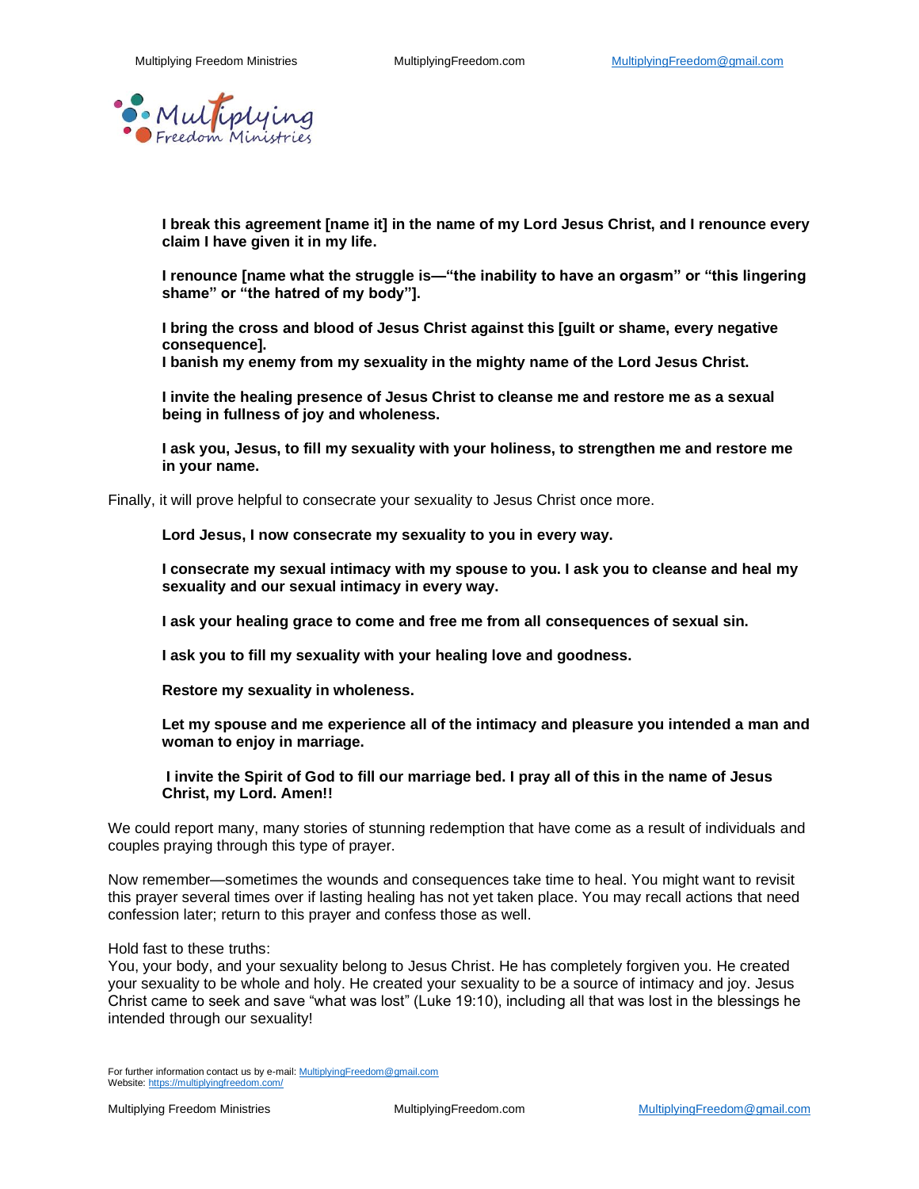**I break this agreement [name it] in the name of my Lord Jesus Christ, and I renounce every claim I have given it in my life.**

**I renounce [name what the struggle is—"the inability to have an orgasm" or "this lingering shame" or "the hatred of my body"].**

**I bring the cross and blood of Jesus Christ against this [guilt or shame, every negative consequence].**
**I banish my enemy from my sexuality in the mighty name of the Lord Jesus Christ.**

**I invite the healing presence of Jesus Christ to cleanse me and restore me as a sexual being in fullness of joy and wholeness.**

**I ask you, Jesus, to fill my sexuality with your holiness, to strengthen me and restore me in your name.**

Finally, it will prove helpful to consecrate your sexuality to Jesus Christ once more.

**Lord Jesus, I now consecrate my sexuality to you in every way.**

**I consecrate my sexual intimacy with my spouse to you. I ask you to cleanse and heal my sexuality and our sexual intimacy in every way.**

**I ask your healing grace to come and free me from all consequences of sexual sin.**

**I ask you to fill my sexuality with your healing love and goodness.**

**Restore my sexuality in wholeness.**

**Let my spouse and me experience all of the intimacy and pleasure you intended a man and woman to enjoy in marriage.**

**I invite the Spirit of God to fill our marriage bed. I pray all of this in the name of Jesus Christ, my Lord. Amen!!**

We could report many, many stories of stunning redemption that have come as a result of individuals and couples praying through this type of prayer.

Now remember—sometimes the wounds and consequences take time to heal. You might want to revisit this prayer several times over if lasting healing has not yet taken place. You may recall actions that need confession later; return to this prayer and confess those as well.

Hold fast to these truths:
You, your body, and your sexuality belong to Jesus Christ. He has completely forgiven you. He created your sexuality to be whole and holy. He created your sexuality to be a source of intimacy and joy. Jesus Christ came to seek and save "what was lost" (Luke 19:10), including all that was lost in the blessings he intended through our sexuality!

For further information contact us by e-mail: MultiplyingFreedom@gmail.com
Website: https://multiplyingfreedom.com/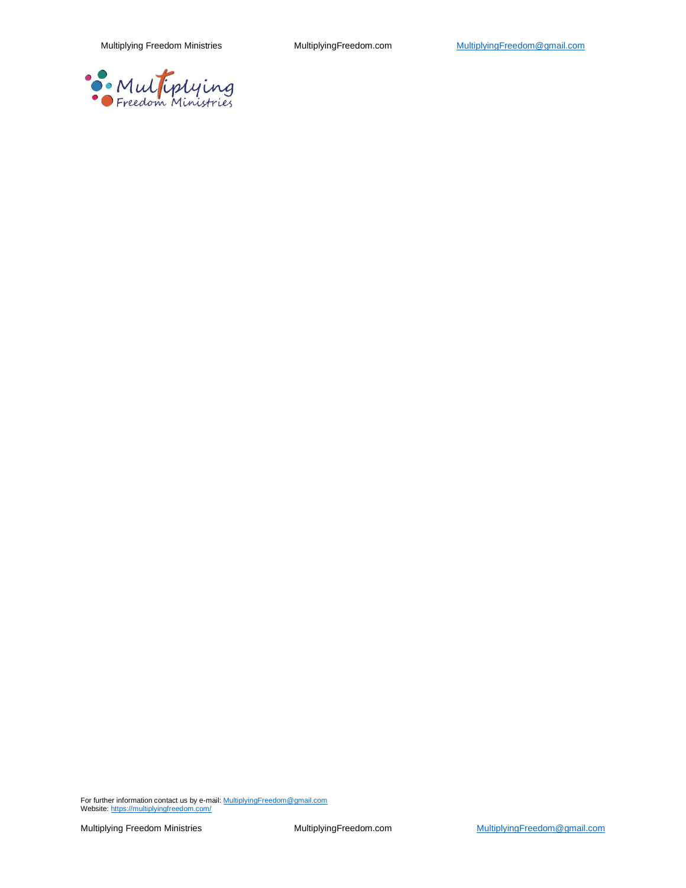For further information contact us by e-mail: MultiplyingFreedom@gmail.com
Website: https://multiplyingfreedom.com/